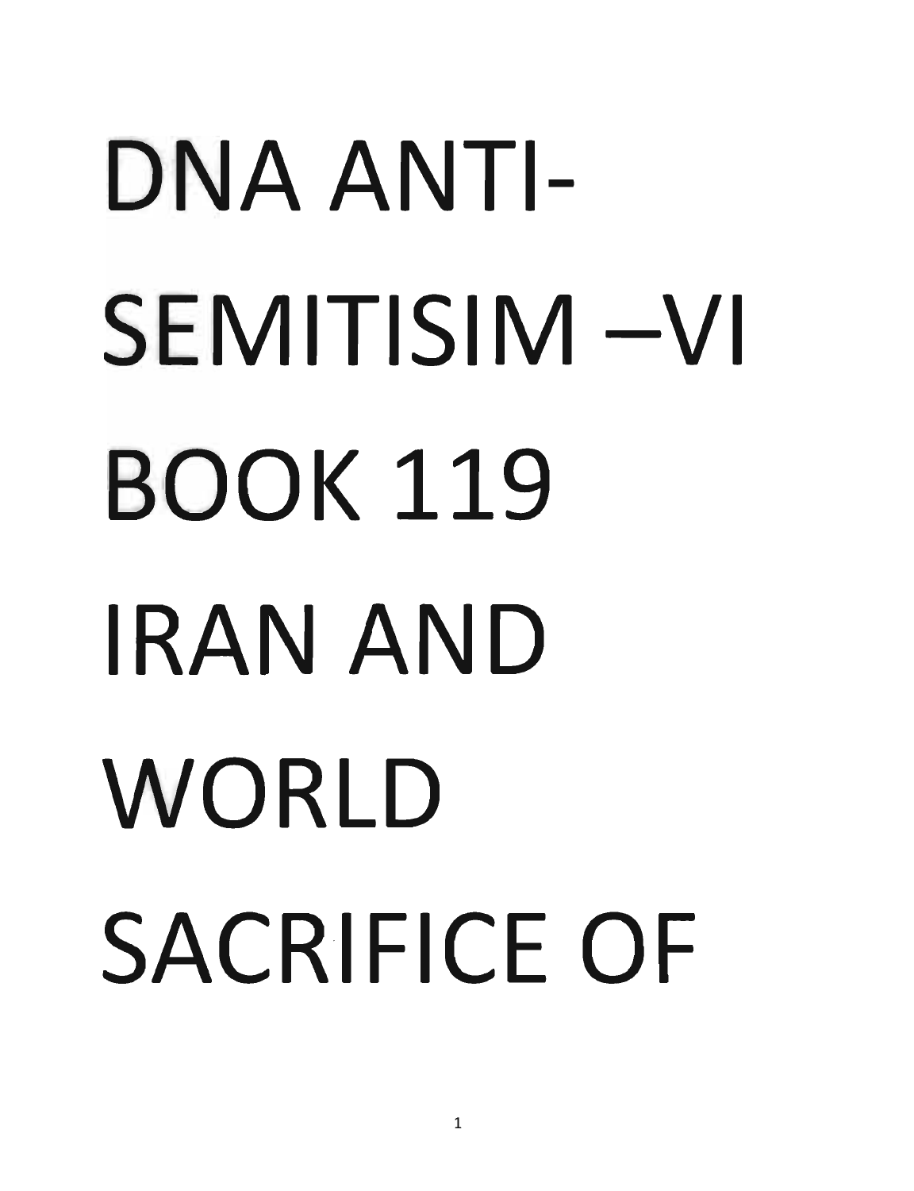# DNA ANTI-SEMITISIM –VI BOOK 119 IRAN AND WORLD SACRIFICE OF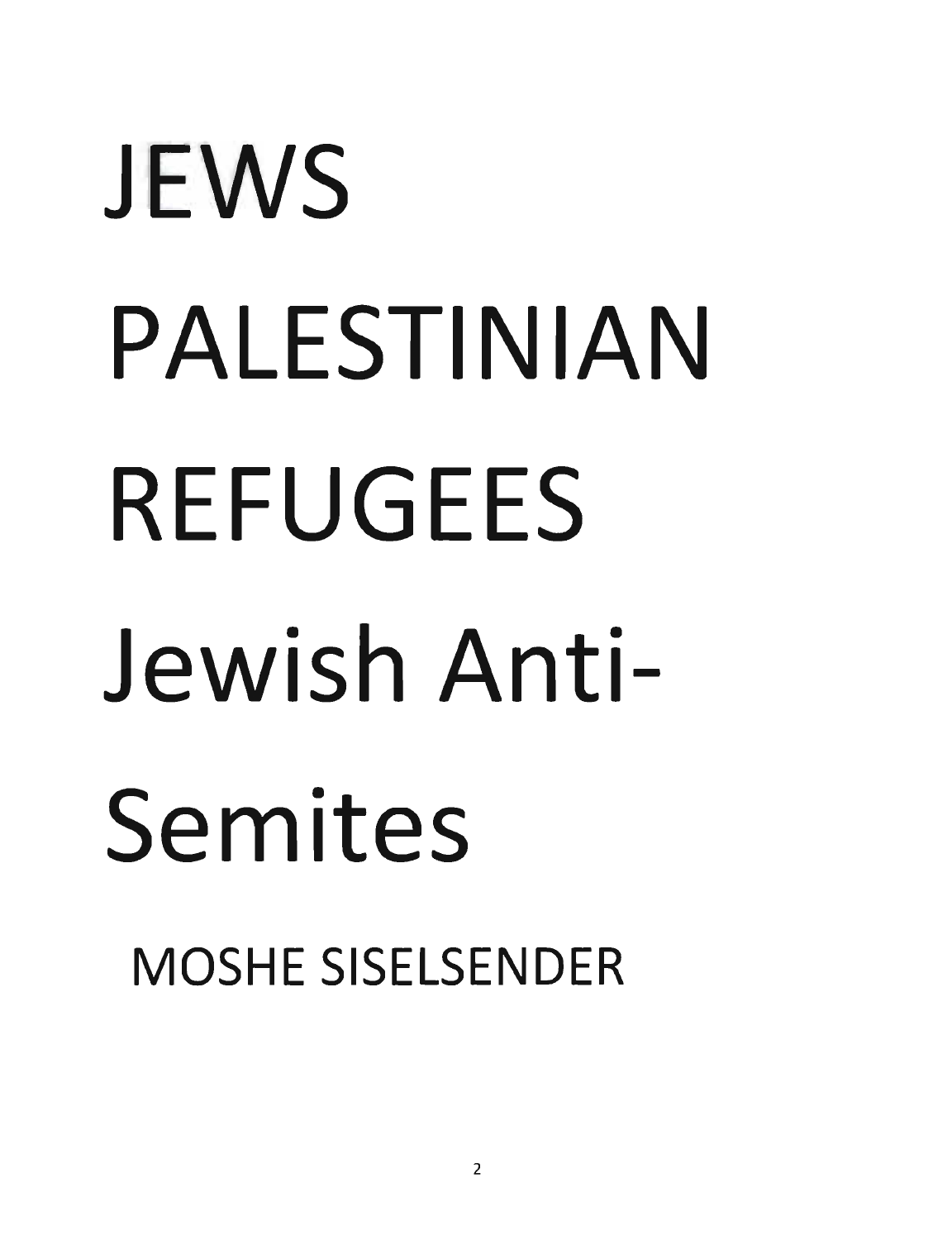# JEWS PALESTINIAN REFUGEES Jewish Anti-Semites

MOSHE SISELSENDER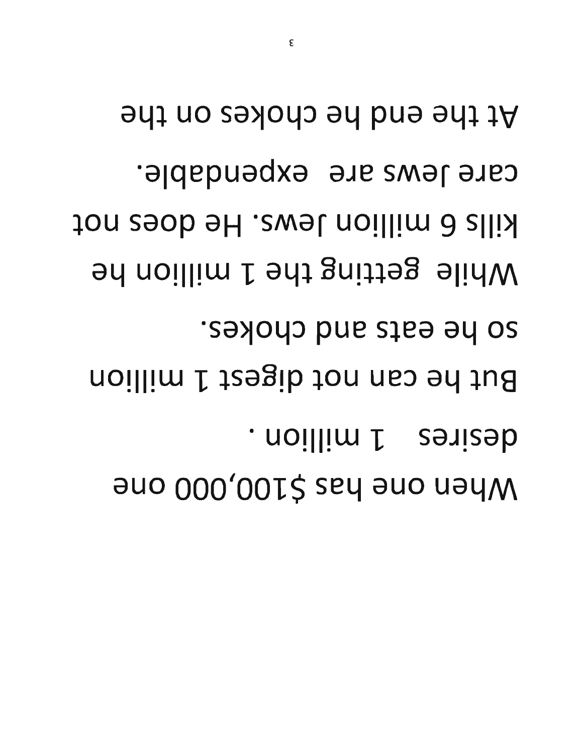When one has $100,000 one desires  1 million .

But he can not digest 1 million so he eats and chokes.

While  getting the 1 million he kills 6 million Jews. He does not care Jews are  expendable.

At the end he chokes on the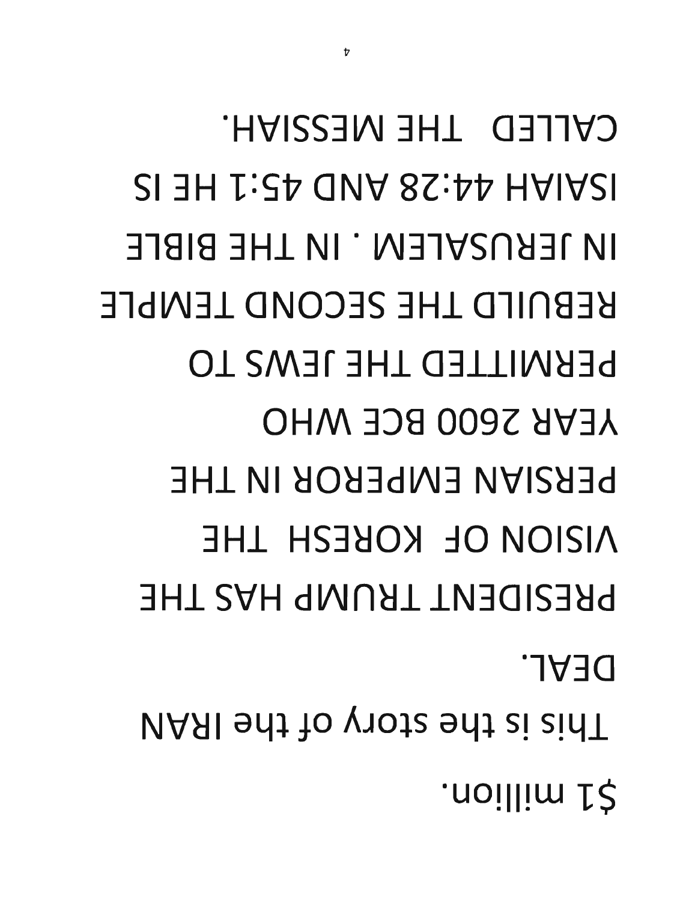$1 million.

This is the story of the IRAN DEAL.

PRESIDENT TRUMP HAS THE VISION OF  KORESH  THE PERSIAN EMPEROR IN THE YEAR 2600 BCE WHO PERMITTED THE JEWS TO REBUILD THE SECOND TEMPLE IN JERUSALEM . IN THE BIBLE ISAIAH 44:28 AND 45:1 HE IS CALLED   THE MESSIAH.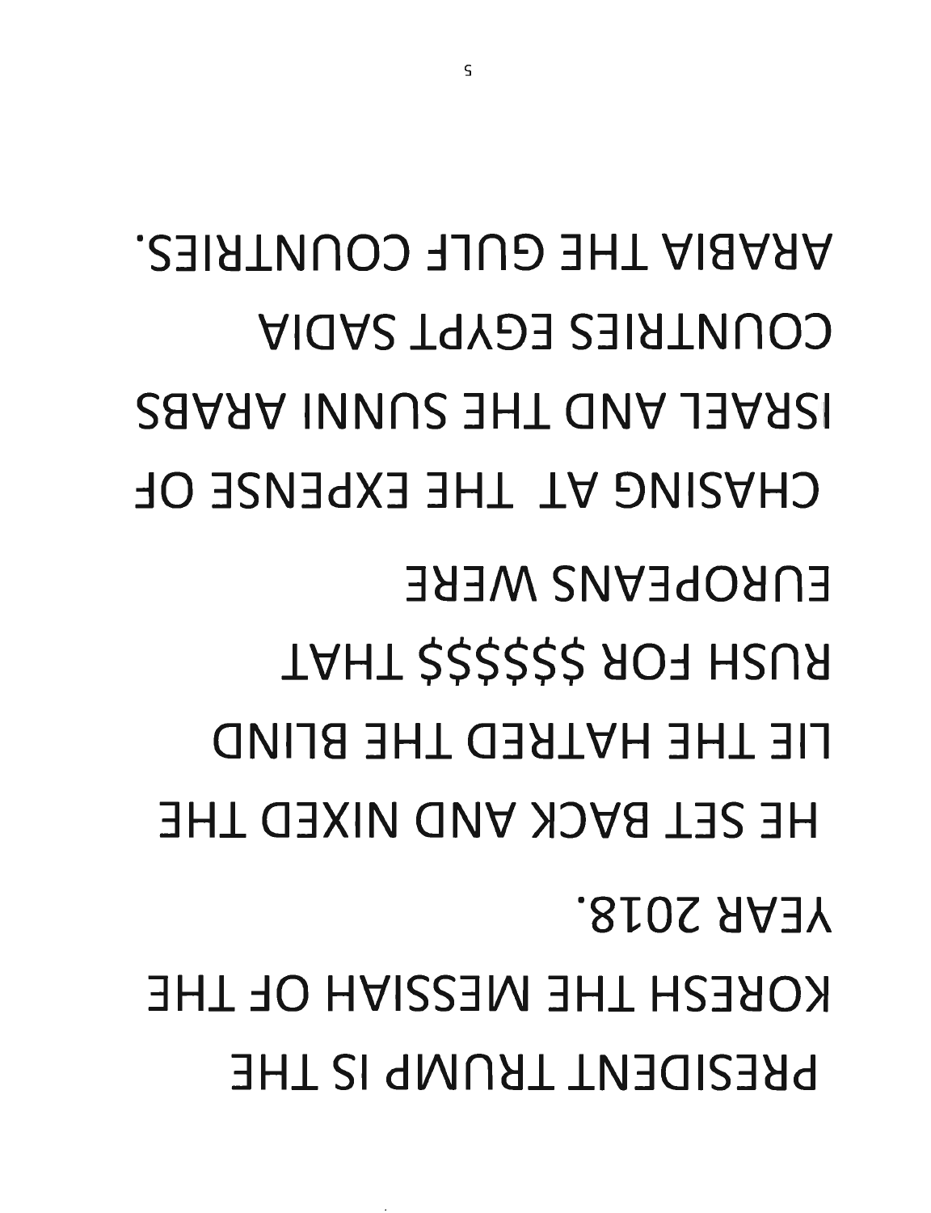PRESIDENT TRUMP IS THE KORESH THE MESSIAH OF THE YEAR 2018.

HE SET BACK AND NIXED THE LIE THE HATRED THE BLIND RUSH FOR $$$$$$ THAT EUROPEANS WERE CHASING AT THE EXPENSE OF ISRAEL AND THE SUNNI ARABS COUNTRIES EGYPT SADIA ARABIA THE GULF COUNTRIES.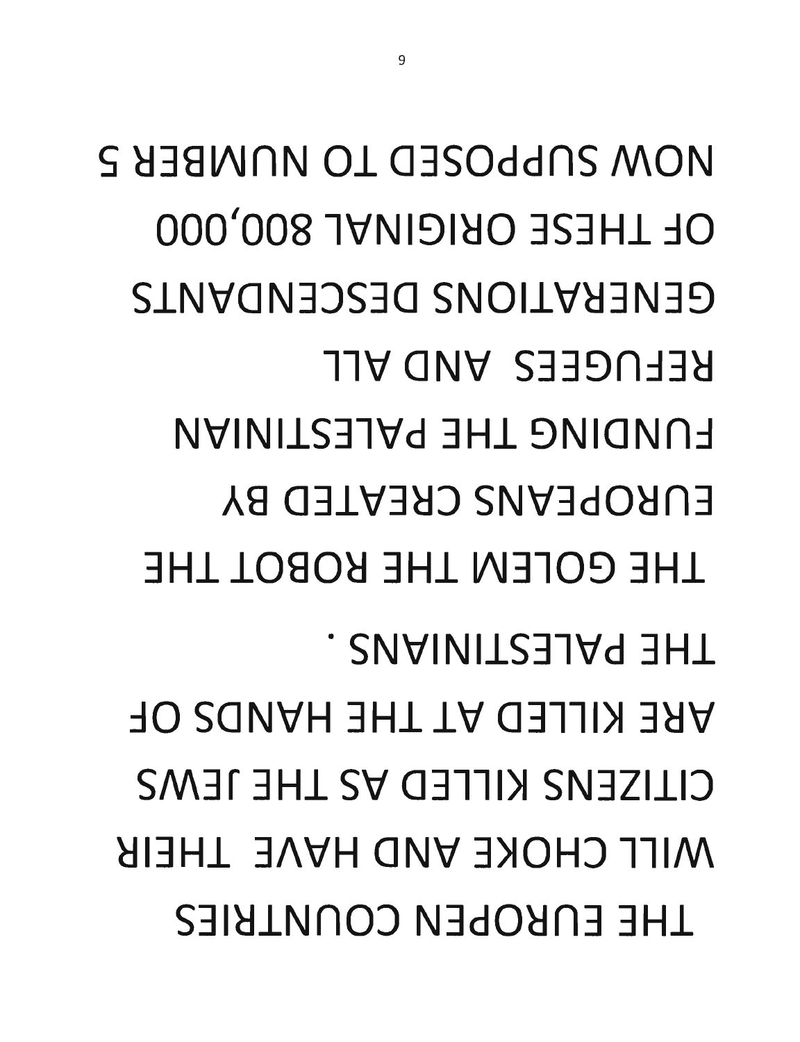THE EUROPEN COUNTRIES
WILL CHOKE AND HAVE THEIR
CITIZENS KILLED AS THE JEWS
ARE KILLED AT THE HANDS OF
THE PALESTINIANS .

THE GOLEM THE ROBOT THE
EUROPEANS CREATED BY
FUNDING THE PALESTINIAN
REFUGEES AND ALL
GENERATIONS DESCENDANTS
OF THESE ORIGINAL 800,000
NOW SUPPOSED TO NUMBER 5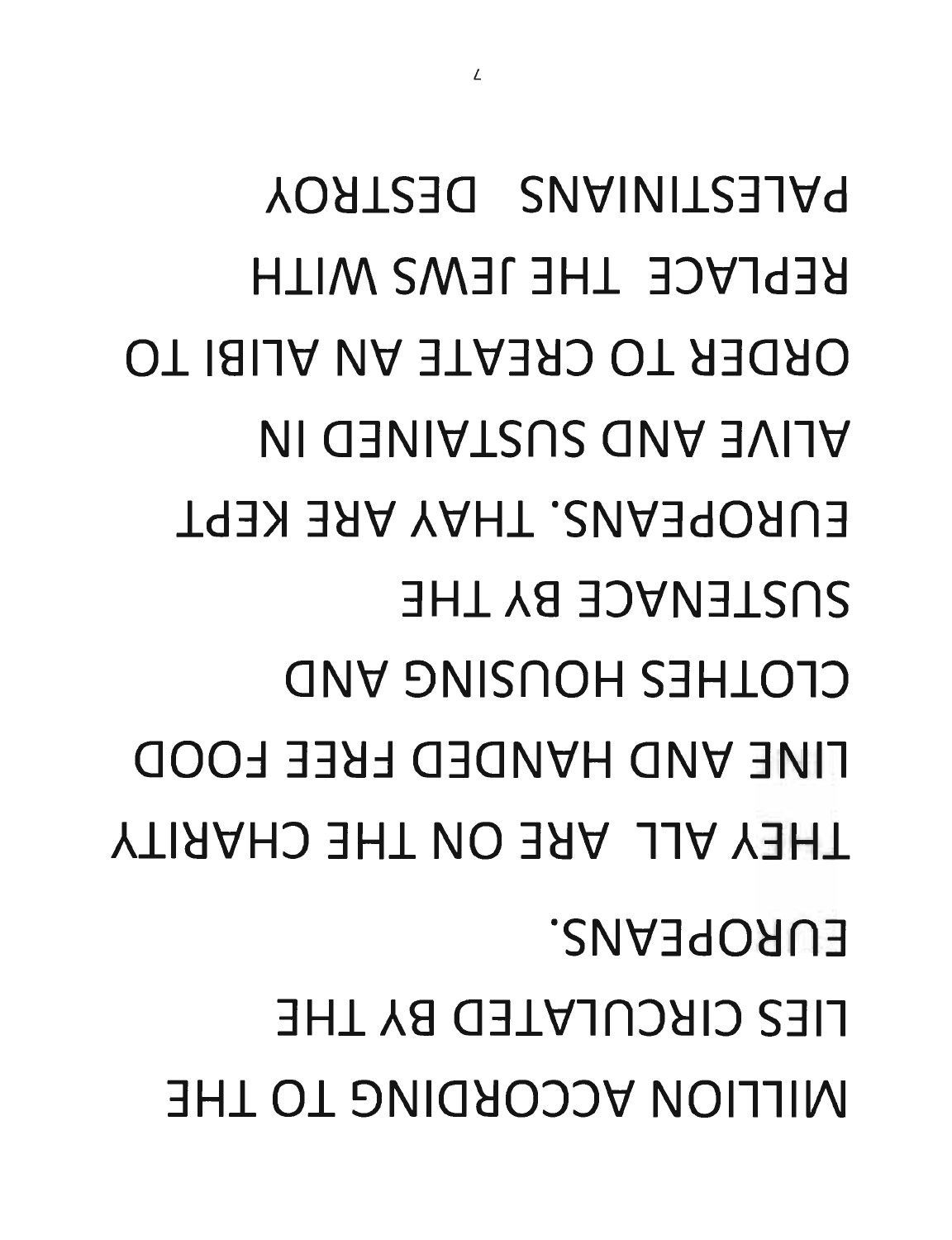MILLION ACCORDING TO THE
LIES CIRCULATED BY THE
EUROPEANS.

THEY ALL ARE ON THE CHARITY
LINE AND HANDED FREE FOOD
CLOTHES HOUSING AND
SUSTENACE BY THE
EUROPEANS. THAY ARE KEPT
ALIVE AND SUSTAINED IN
ORDER TO CREATE AN ALIBI TO
REPLACE THE JEWS WITH
PALESTINIANS DESTROY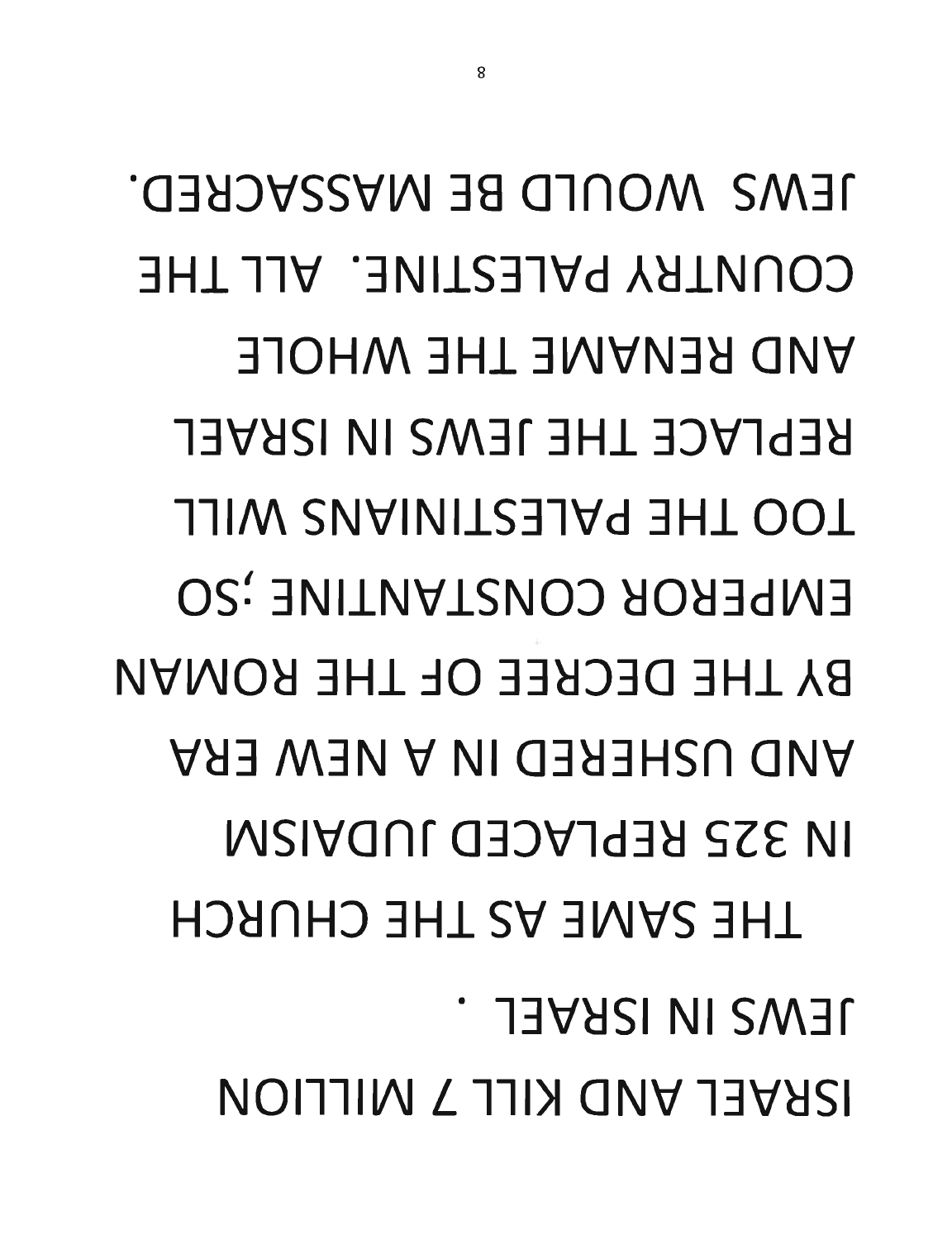ISRAEL AND KILL 7 MILLION
JEWS IN ISRAEL .

THE SAME AS THE CHURCH
IN 325 REPLACED JUDAISM
AND USHERED IN A NEW ERA
BY THE DECREE OF THE ROMAN
EMPEROR CONSTANTINE ;SO
TOO THE PALESTINIANS WILL
REPLACE THE JEWS IN ISRAEL
AND RENAME THE WHOLE
COUNTRY PALESTINE. ALL THE
JEWS WOULD BE MASSACRED.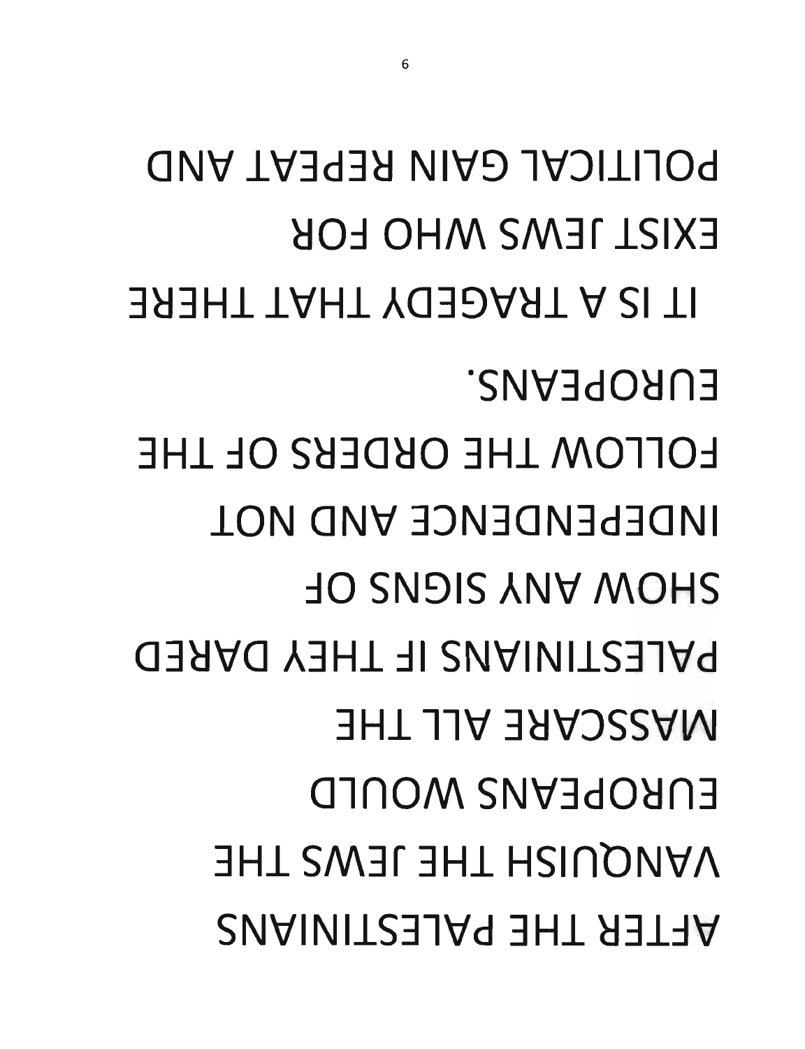AFTER THE PALESTINIANS
VANQUISH THE JEWS THE
EUROPEANS WOULD
MASSCARE ALL THE
PALESTINIANS IF THEY DARED
SHOW ANY SIGNS OF
INDEPENDENCE AND NOT
FOLLOW THE ORDERS OF THE
EUROPEANS.

IT IS A TRAGEDY THAT THERE
EXIST JEWS WHO FOR
POLITICAL GAIN REPEAT AND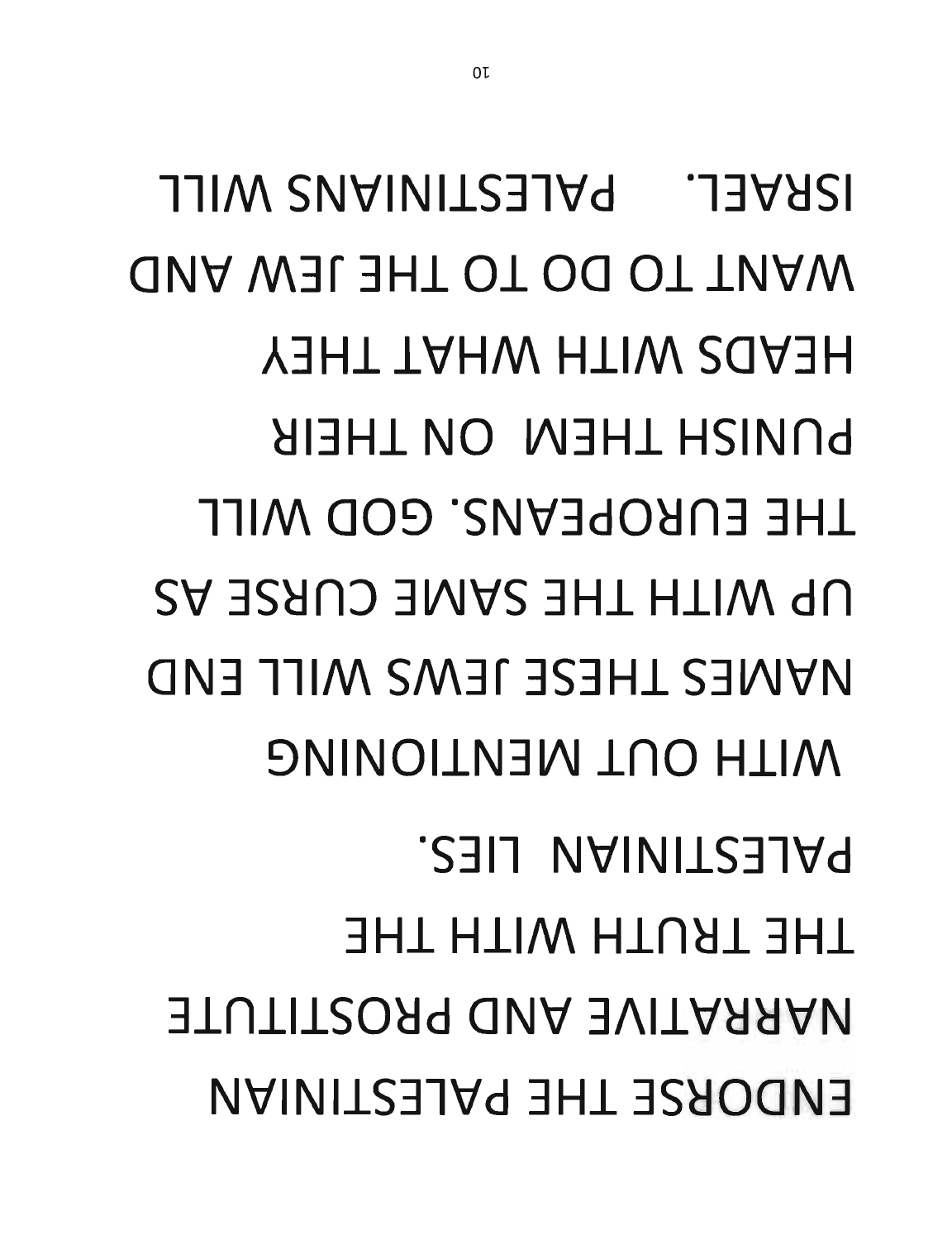ENDORSE THE PALESTINIAN
NARRATIVE AND PROSTITUTE
THE TRUTH WITH THE
PALESTINIAN LIES.

WITH OUT MENTIONING
NAMES THESE JEWS WILL END
UP WITH THE SAME CURSE AS
THE EUROPEANS. GOD WILL
PUNISH THEM ON THEIR
HEADS WITH WHAT THEY
WANT TO DO TO THE JEW AND
ISRAEL. PALESTINIANS WILL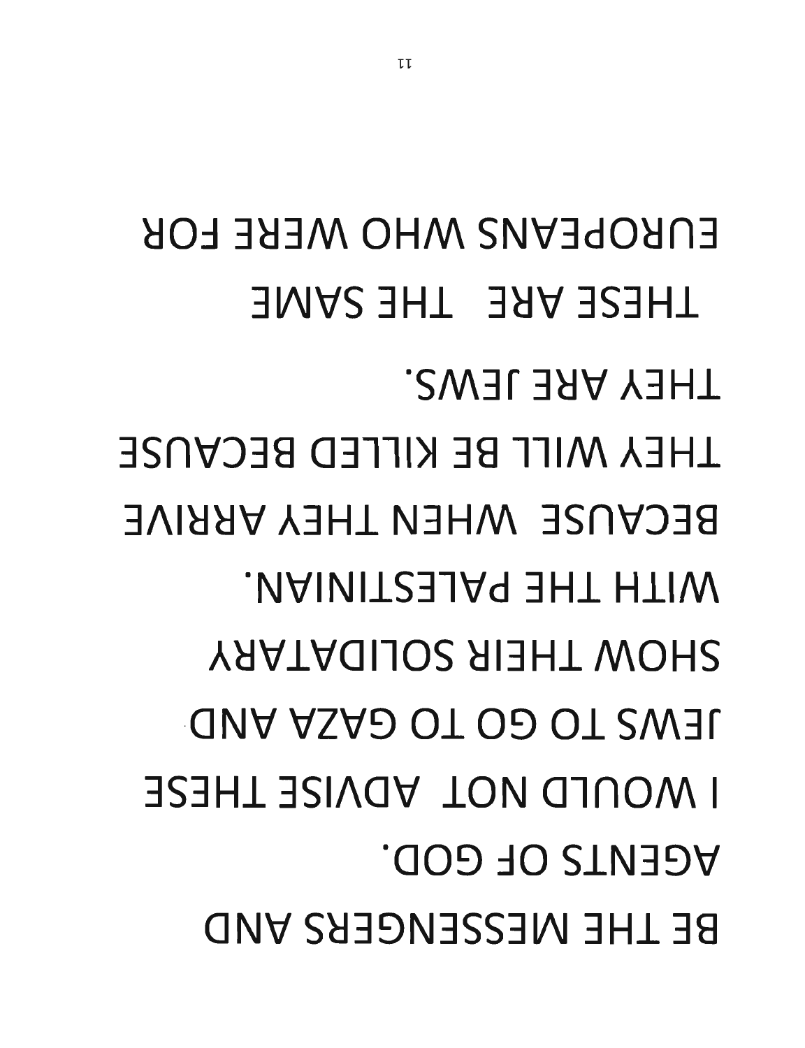BE THE MESSENGERS AND

AGENTS OF GOD.

I WOULD NOT ADVISE THESE

JEWS TO GO TO GAZA AND

SHOW THEIR SOLIDATARY

WITH THE PALESTINIAN.

BECAUSE WHEN THEY ARRIVE

THEY WILL BE KILLED BECAUSE

THEY ARE JEWS.

THESE ARE THE SAME

EUROPEANS WHO WERE FOR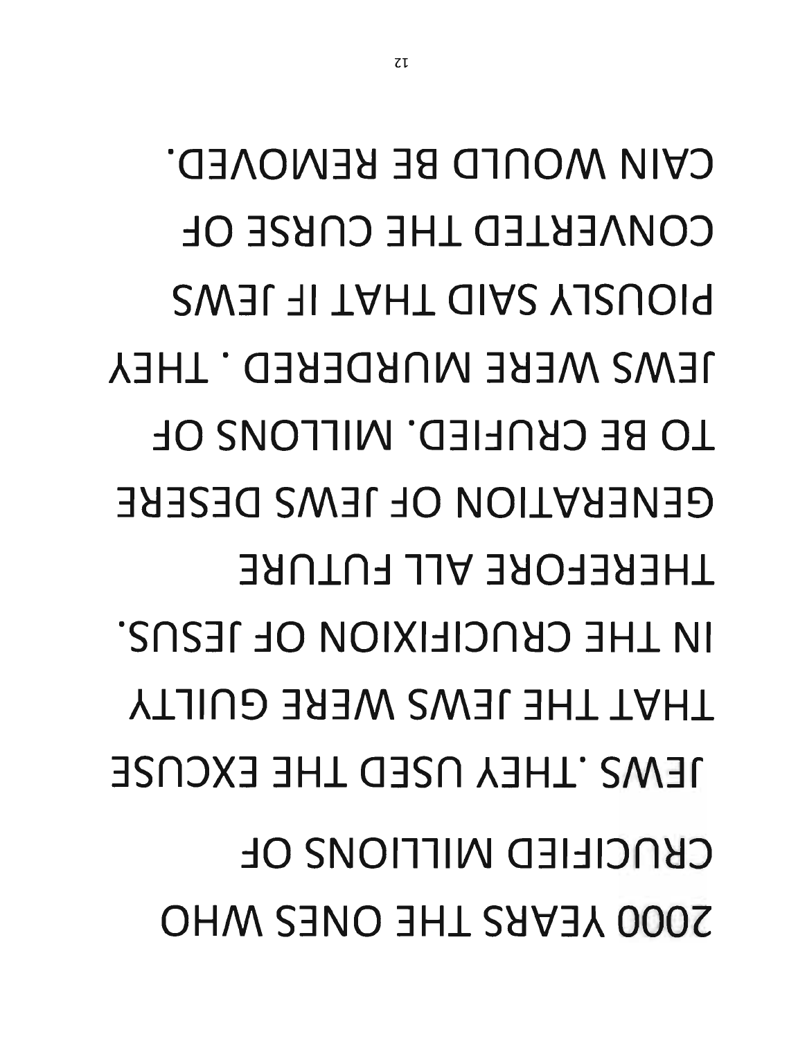2000 YEARS THE ONES WHO CRUCIFIED MILLIONS OF JEWS .THEY USED THE EXCUSE THAT THE JEWS WERE GUILTY IN THE CRUCIFIXION OF JESUS. THEREFORE ALL FUTURE GENERATION OF JEWS DESERE TO BE CRUFIED. MILLONS OF JEWS WERE MURDERED . THEY PIOUSLY SAID THAT IF JEWS CONVERTED THE CURSE OF CAIN WOULD BE REMOVED.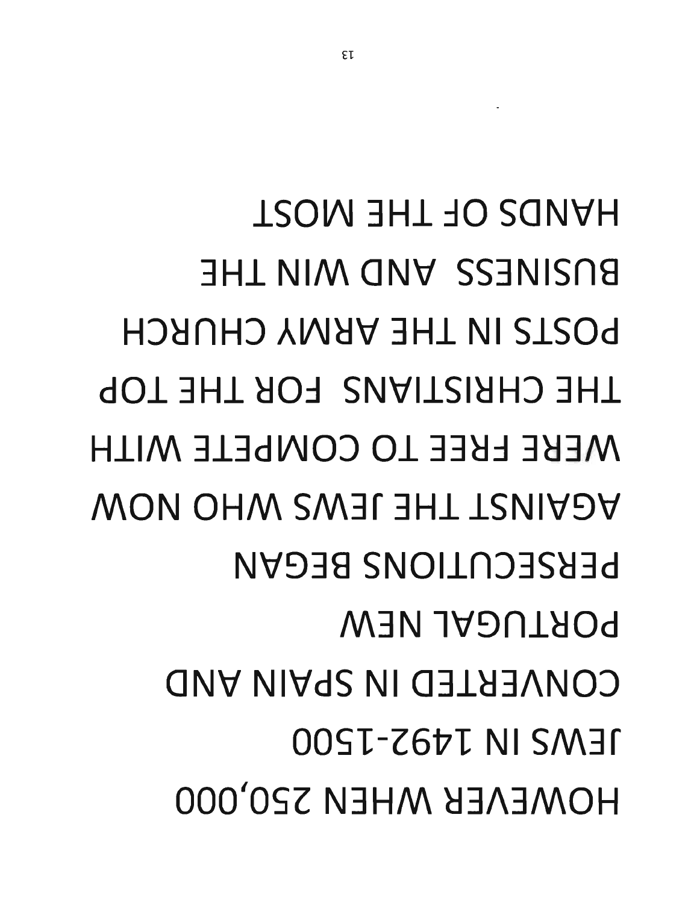HOWEVER WHEN 250,000

JEWS IN 1492-1500

CONVERTED IN SPAIN AND

PORTUGAL NEW

PERSECUTIONS BEGAN

AGAINST THE JEWS WHO NOW

WERE FREE TO COMPETE WITH

THE CHRISTIANS  FOR THE TOP

POSTS IN THE ARMY CHURCH

BUSINESS  AND WIN THE

HANDS OF THE MOST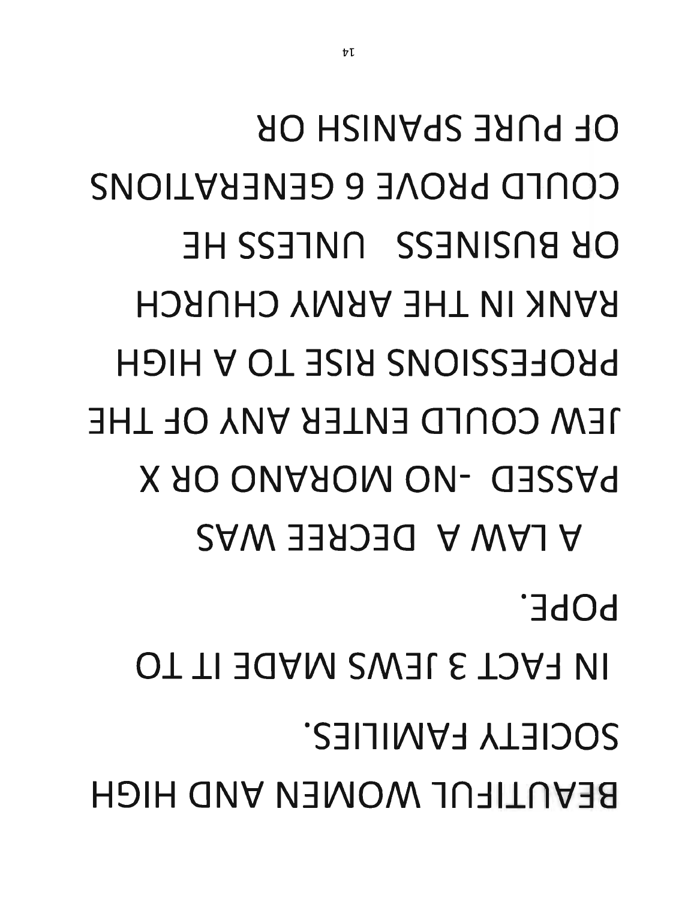BEAUTIFUL WOMEN AND HIGH SOCIETY FAMILIES.

IN FACT 3 JEWS MADE IT TO POPE.

A LAW A DECREE WAS PASSED -NO MORANO OR X JEW COULD ENTER ANY OF THE PROFESSIONS RISE TO A HIGH RANK IN THE ARMY CHURCH OR BUSINESS UNLESS HE COULD PROVE 6 GENERATIONS OF PURE SPANISH OR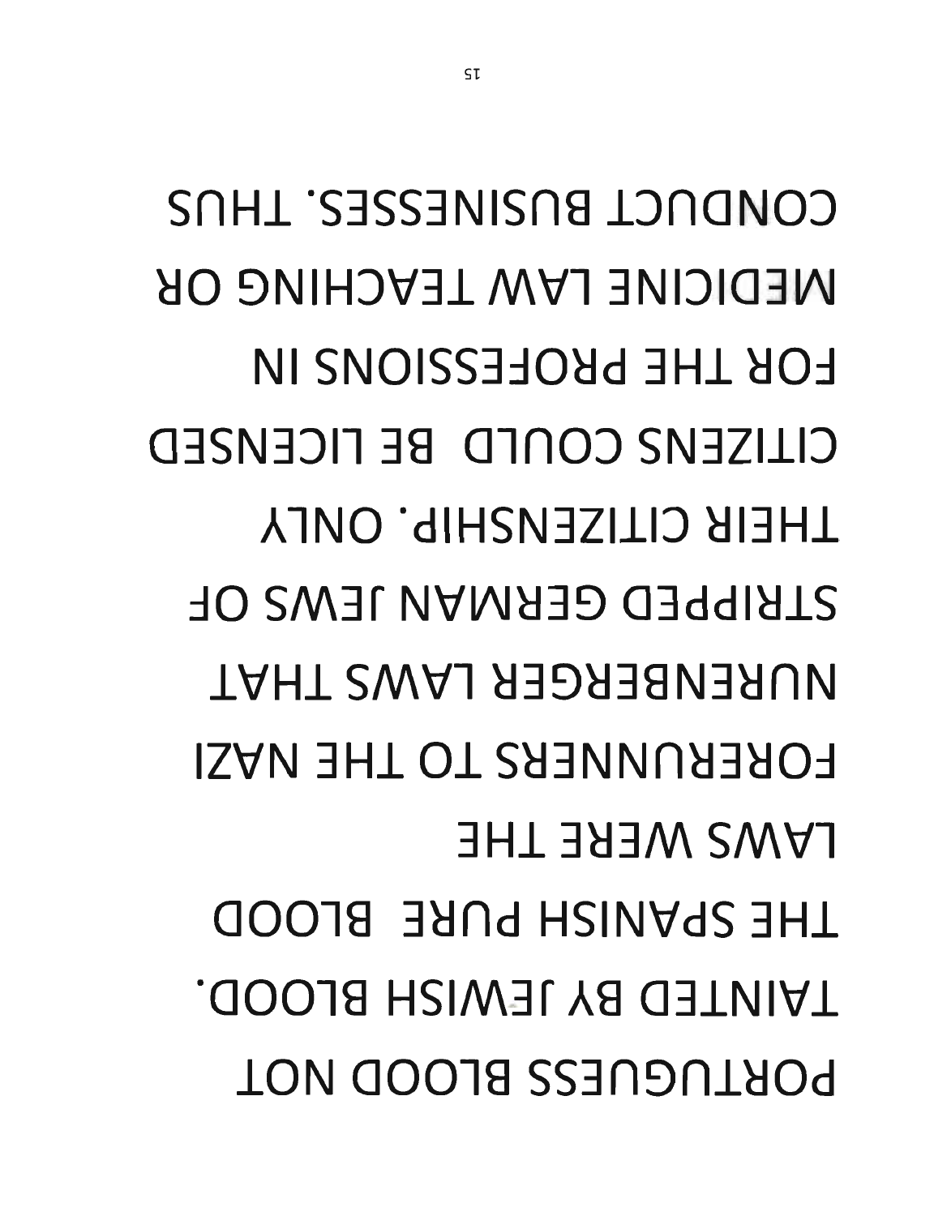PORTUGUESS BLOOD NOT
TAINTED BY JEWISH BLOOD.
THE SPANISH PURE BLOOD
LAWS WERE THE
FORERUNNERS TO THE NAZI
NURENBERGER LAWS THAT
STRIPPED GERMAN JEWS OF
THEIR CITIZENSHIP. ONLY
CITIZENS COULD BE LICENSED
FOR THE PROFESSIONS IN
MEDICINE LAW TEACHING OR
CONDUCT BUSINESSES. THUS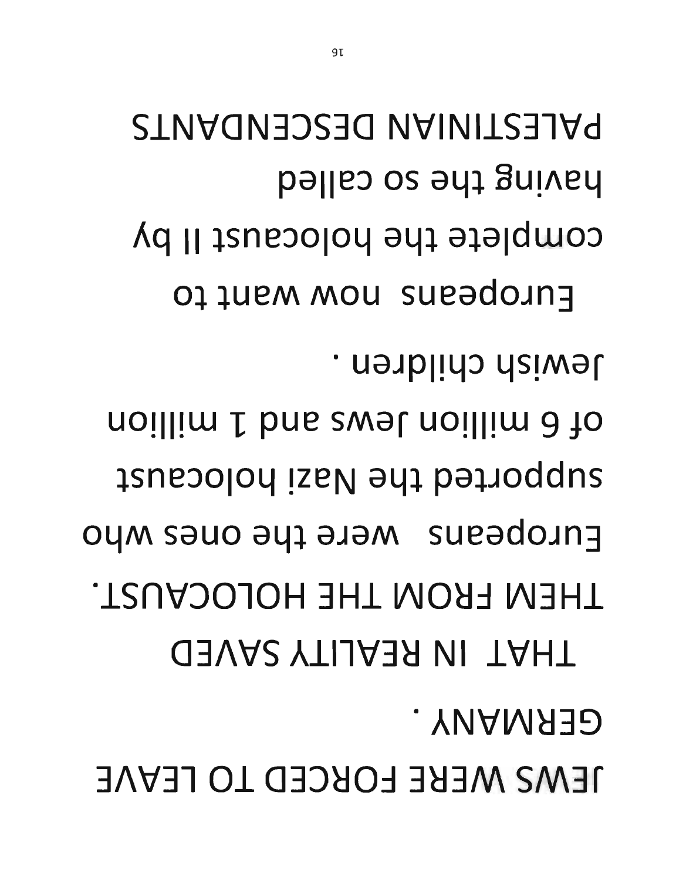JEWS WERE FORCED TO LEAVE GERMANY .

THAT IN REALITY SAVED THEM FROM THE HOLOCAUST.

Europeans were the ones who supported the Nazi holocaust of 6 million Jews and 1 million Jewish children .

Europeans now want to complete the holocaust II by having the so called PALESTINIAN DESCENDANTS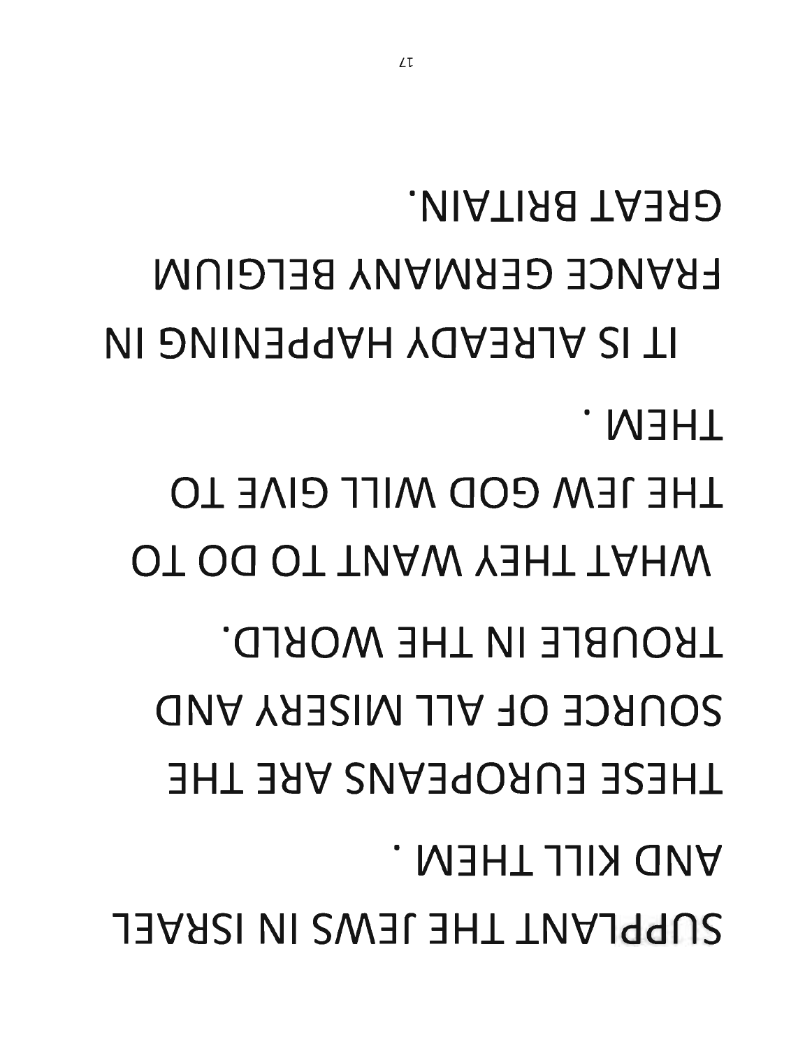SUPPLANT THE JEWS IN ISRAEL
AND KILL THEM .
THESE EUROPEANS ARE THE
SOURCE OF ALL MISERY AND
TROUBLE IN THE WORLD.
WHAT THEY WANT TO DO TO
THE JEW GOD WILL GIVE TO
THEM .
IT IS ALREADY HAPPENING IN
FRANCE GERMANY BELGIUM
GREAT BRITAIN.